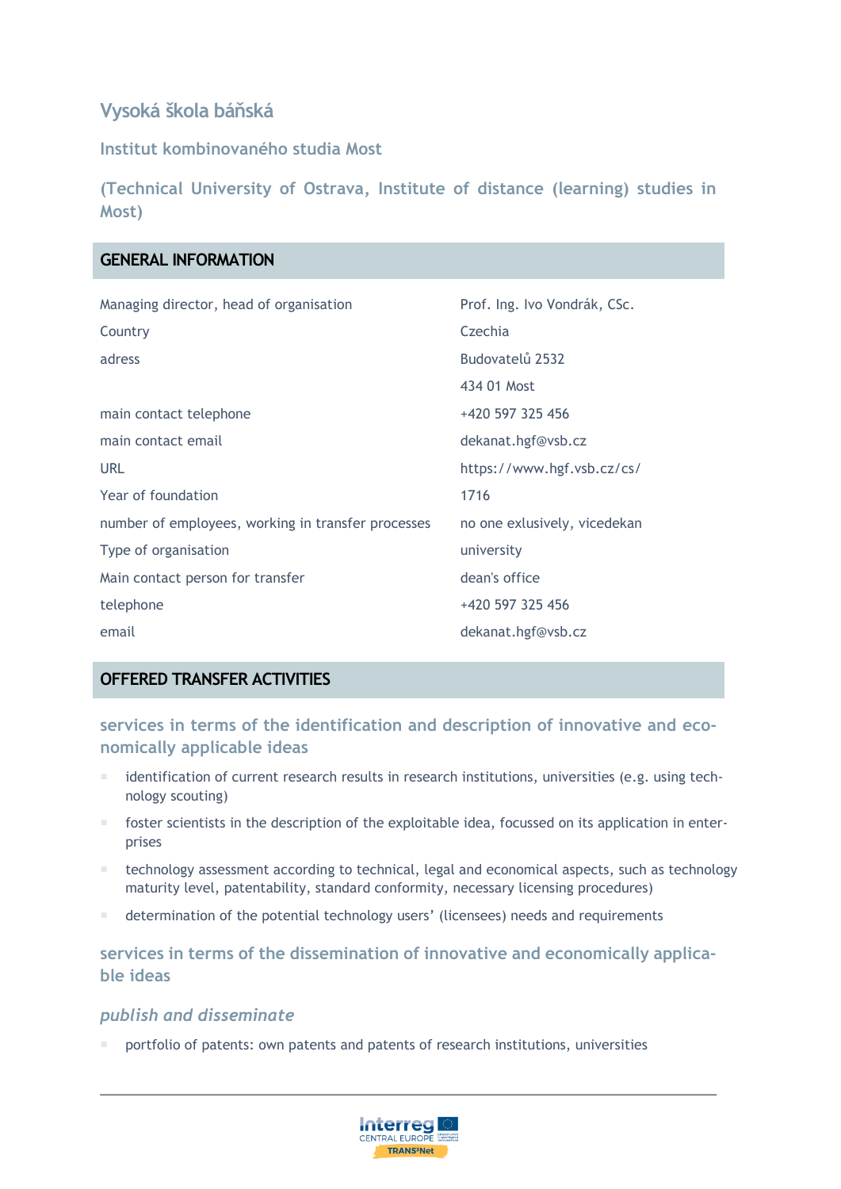# Vysoká škola báňská

## Institut kombinovaného studia Most

## (Technical University of Ostrava, Institute of distance (learning) studies in Most)

## GENERAL INFORMATION

| | |
|---|---|
| Managing director, head of organisation | Prof. Ing. Ivo Vondrák, CSc. |
| Country | Czechia |
| adress | Budovatelů 2532 |
| | 434 01 Most |
| main contact telephone | +420 597 325 456 |
| main contact email | dekanat.hgf@vsb.cz |
| URL | https://www.hgf.vsb.cz/cs/ |
| Year of foundation | 1716 |
| number of employees, working in transfer processes | no one exlusively, vicedekan |
| Type of organisation | university |
| Main contact person for transfer | dean's office |
| telephone | +420 597 325 456 |
| email | dekanat.hgf@vsb.cz |

## OFFERED TRANSFER ACTIVITIES

### services in terms of the identification and description of innovative and economically applicable ideas

- identification of current research results in research institutions, universities (e.g. using technology scouting)
- foster scientists in the description of the exploitable idea, focussed on its application in enterprises
- technology assessment according to technical, legal and economical aspects, such as technology maturity level, patentability, standard conformity, necessary licensing procedures)
- determination of the potential technology users' (licensees) needs and requirements

### services in terms of the dissemination of innovative and economically applicable ideas

#### *publish and disseminate*

- portfolio of patents: own patents and patents of research institutions, universities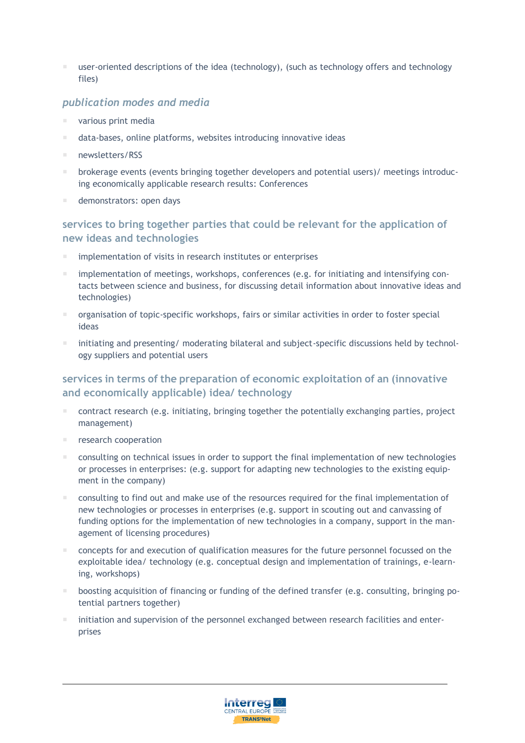- user-oriented descriptions of the idea (technology), (such as technology offers and technology files)

### *publication modes and media*

- various print media
- data-bases, online platforms, websites introducing innovative ideas
- newsletters/RSS
- brokerage events (events bringing together developers and potential users)/ meetings introducing economically applicable research results: Conferences
- demonstrators: open days

## services to bring together parties that could be relevant for the application of new ideas and technologies

- implementation of visits in research institutes or enterprises
- implementation of meetings, workshops, conferences (e.g. for initiating and intensifying contacts between science and business, for discussing detail information about innovative ideas and technologies)
- organisation of topic-specific workshops, fairs or similar activities in order to foster special ideas
- initiating and presenting/ moderating bilateral and subject-specific discussions held by technology suppliers and potential users

## services in terms of the preparation of economic exploitation of an (innovative and economically applicable) idea/ technology

- contract research (e.g. initiating, bringing together the potentially exchanging parties, project management)
- research cooperation
- consulting on technical issues in order to support the final implementation of new technologies or processes in enterprises: (e.g. support for adapting new technologies to the existing equipment in the company)
- consulting to find out and make use of the resources required for the final implementation of new technologies or processes in enterprises (e.g. support in scouting out and canvassing of funding options for the implementation of new technologies in a company, support in the management of licensing procedures)
- concepts for and execution of qualification measures for the future personnel focussed on the exploitable idea/ technology (e.g. conceptual design and implementation of trainings, e-learning, workshops)
- boosting acquisition of financing or funding of the defined transfer (e.g. consulting, bringing potential partners together)
- initiation and supervision of the personnel exchanged between research facilities and enterprises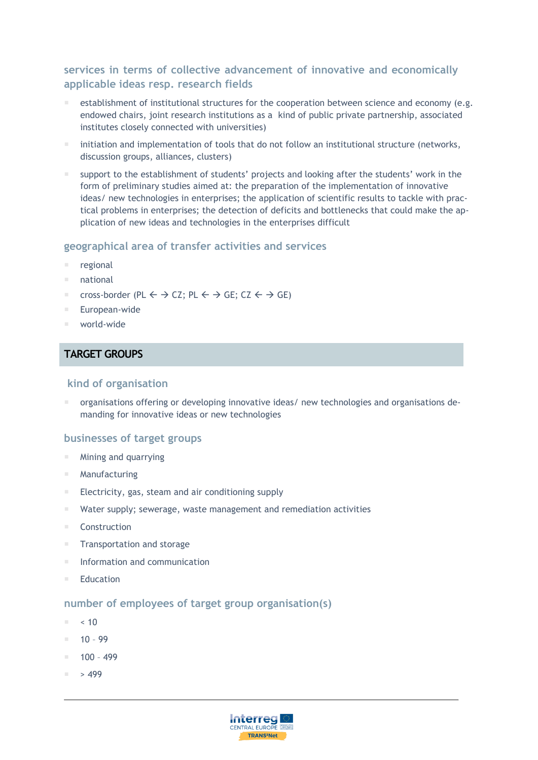### services in terms of collective advancement of innovative and economically applicable ideas resp. research fields

- establishment of institutional structures for the cooperation between science and economy (e.g. endowed chairs, joint research institutions as a kind of public private partnership, associated institutes closely connected with universities)
- initiation and implementation of tools that do not follow an institutional structure (networks, discussion groups, alliances, clusters)
- support to the establishment of students' projects and looking after the students' work in the form of preliminary studies aimed at: the preparation of the implementation of innovative ideas/ new technologies in enterprises; the application of scientific results to tackle with practical problems in enterprises; the detection of deficits and bottlenecks that could make the application of new ideas and technologies in the enterprises difficult

### geographical area of transfer activities and services

- regional
- national
- cross-border (PL ← → CZ; PL ← → GE; CZ ← → GE)
- European-wide
- world-wide

## TARGET GROUPS

### kind of organisation

- organisations offering or developing innovative ideas/ new technologies and organisations demanding for innovative ideas or new technologies

### businesses of target groups

- Mining and quarrying
- Manufacturing
- Electricity, gas, steam and air conditioning supply
- Water supply; sewerage, waste management and remediation activities
- Construction
- Transportation and storage
- Information and communication
- Education

### number of employees of target group organisation(s)

- < 10
- 10 – 99
- 100 – 499
- > 499